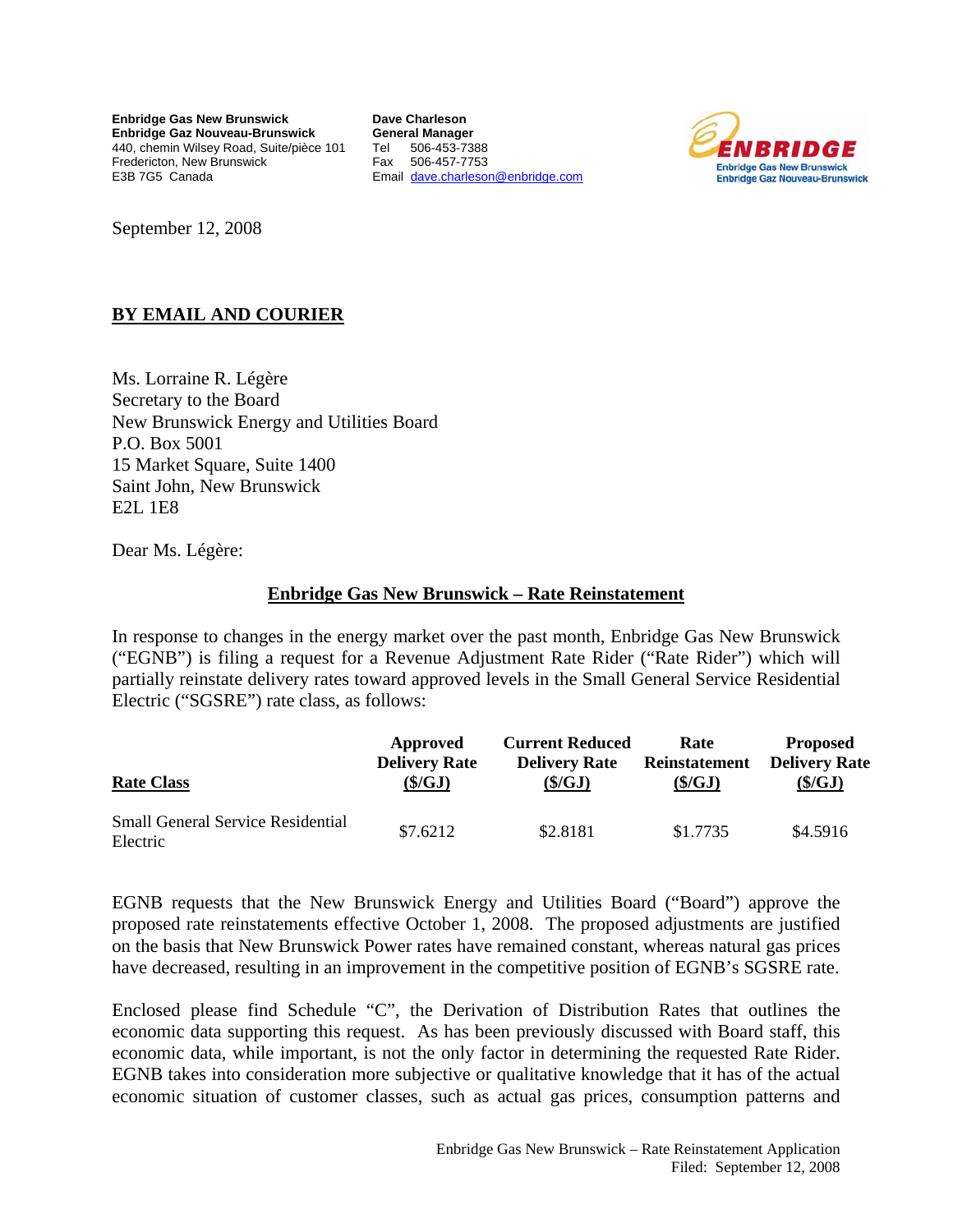**Enbridge Gas New Brunswick**
**Enbridge Gaz Nouveau-Brunswick**
440, chemin Wilsey Road, Suite/pièce 101
Fredericton, New Brunswick
E3B 7G5 Canada

**Dave Charleson**
**General Manager**
Tel 506-453-7388
Fax 506-457-7753
Email dave.charleson@enbridge.com

ENBRIDGE
Enbridge Gas New Brunswick
Enbridge Gaz Nouveau-Brunswick

September 12, 2008

**BY EMAIL AND COURIER**

Ms. Lorraine R. Légère
Secretary to the Board
New Brunswick Energy and Utilities Board
P.O. Box 5001
15 Market Square, Suite 1400
Saint John, New Brunswick
E2L 1E8

Dear Ms. Légère:

**Enbridge Gas New Brunswick – Rate Reinstatement**

In response to changes in the energy market over the past month, Enbridge Gas New Brunswick ("EGNB") is filing a request for a Revenue Adjustment Rate Rider ("Rate Rider") which will partially reinstate delivery rates toward approved levels in the Small General Service Residential Electric ("SGSRE") rate class, as follows:

| Rate Class | Approved Delivery Rate ($/GJ) | Current Reduced Delivery Rate ($/GJ) | Rate Reinstatement ($/GJ) | Proposed Delivery Rate ($/GJ) |
|---|---|---|---|---|
| Small General Service Residential Electric | $7.6212 | $2.8181 | $1.7735 | $4.5916 |

EGNB requests that the New Brunswick Energy and Utilities Board ("Board") approve the proposed rate reinstatements effective October 1, 2008. The proposed adjustments are justified on the basis that New Brunswick Power rates have remained constant, whereas natural gas prices have decreased, resulting in an improvement in the competitive position of EGNB's SGSRE rate.

Enclosed please find Schedule "C", the Derivation of Distribution Rates that outlines the economic data supporting this request. As has been previously discussed with Board staff, this economic data, while important, is not the only factor in determining the requested Rate Rider. EGNB takes into consideration more subjective or qualitative knowledge that it has of the actual economic situation of customer classes, such as actual gas prices, consumption patterns and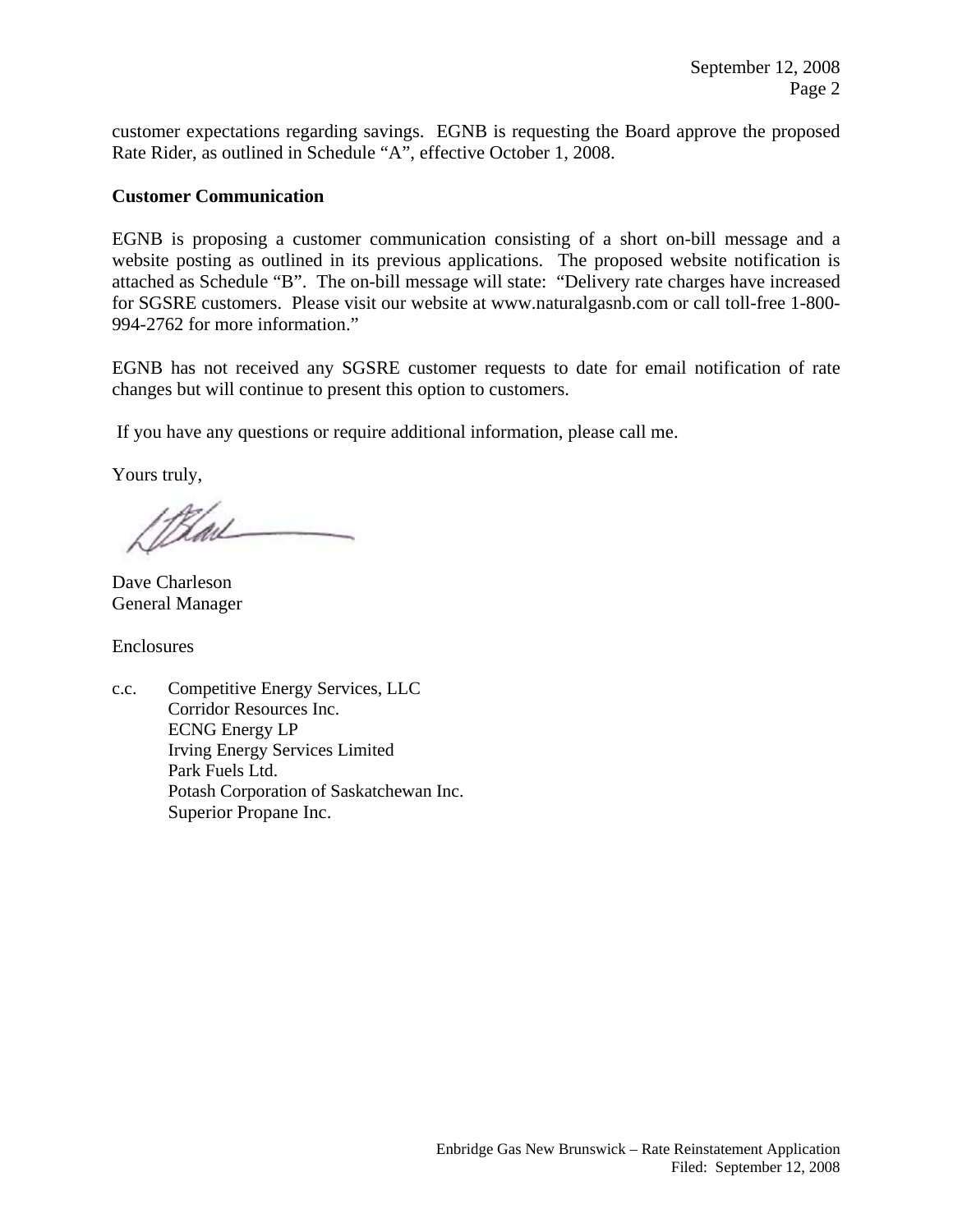customer expectations regarding savings. EGNB is requesting the Board approve the proposed Rate Rider, as outlined in Schedule "A", effective October 1, 2008.

**Customer Communication**

EGNB is proposing a customer communication consisting of a short on-bill message and a website posting as outlined in its previous applications. The proposed website notification is attached as Schedule "B". The on-bill message will state: "Delivery rate charges have increased for SGSRE customers. Please visit our website at www.naturalgasnb.com or call toll-free 1-800-994-2762 for more information."

EGNB has not received any SGSRE customer requests to date for email notification of rate changes but will continue to present this option to customers.

If you have any questions or require additional information, please call me.

Yours truly,

Dave Charleson
General Manager

Enclosures

c.c. Competitive Energy Services, LLC
Corridor Resources Inc.
ECNG Energy LP
Irving Energy Services Limited
Park Fuels Ltd.
Potash Corporation of Saskatchewan Inc.
Superior Propane Inc.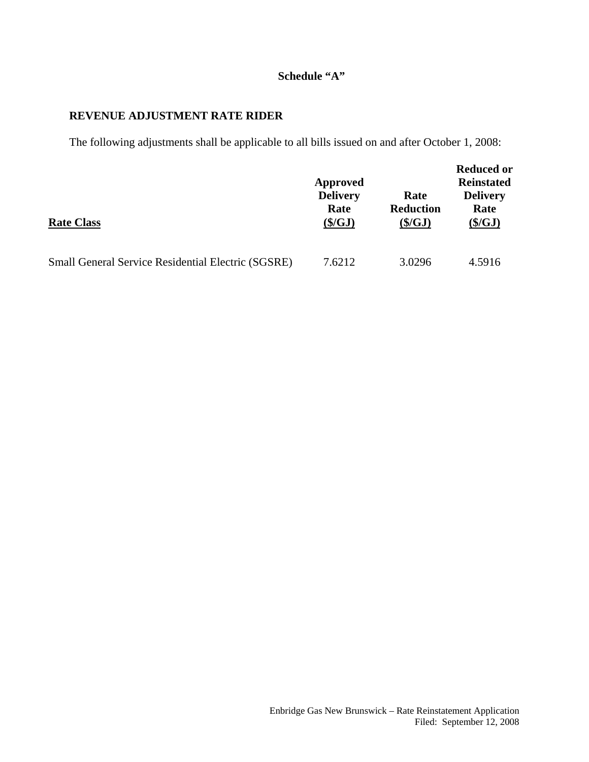**Schedule "A"**

## REVENUE ADJUSTMENT RATE RIDER

The following adjustments shall be applicable to all bills issued on and after October 1, 2008:

| Rate Class | Approved Delivery Rate ($/GJ) | Rate Reduction ($/GJ) | Reduced or Reinstated Delivery Rate ($/GJ) |
|---|---|---|---|
| Small General Service Residential Electric (SGSRE) | 7.6212 | 3.0296 | 4.5916 |

Enbridge Gas New Brunswick – Rate Reinstatement Application
Filed: September 12, 2008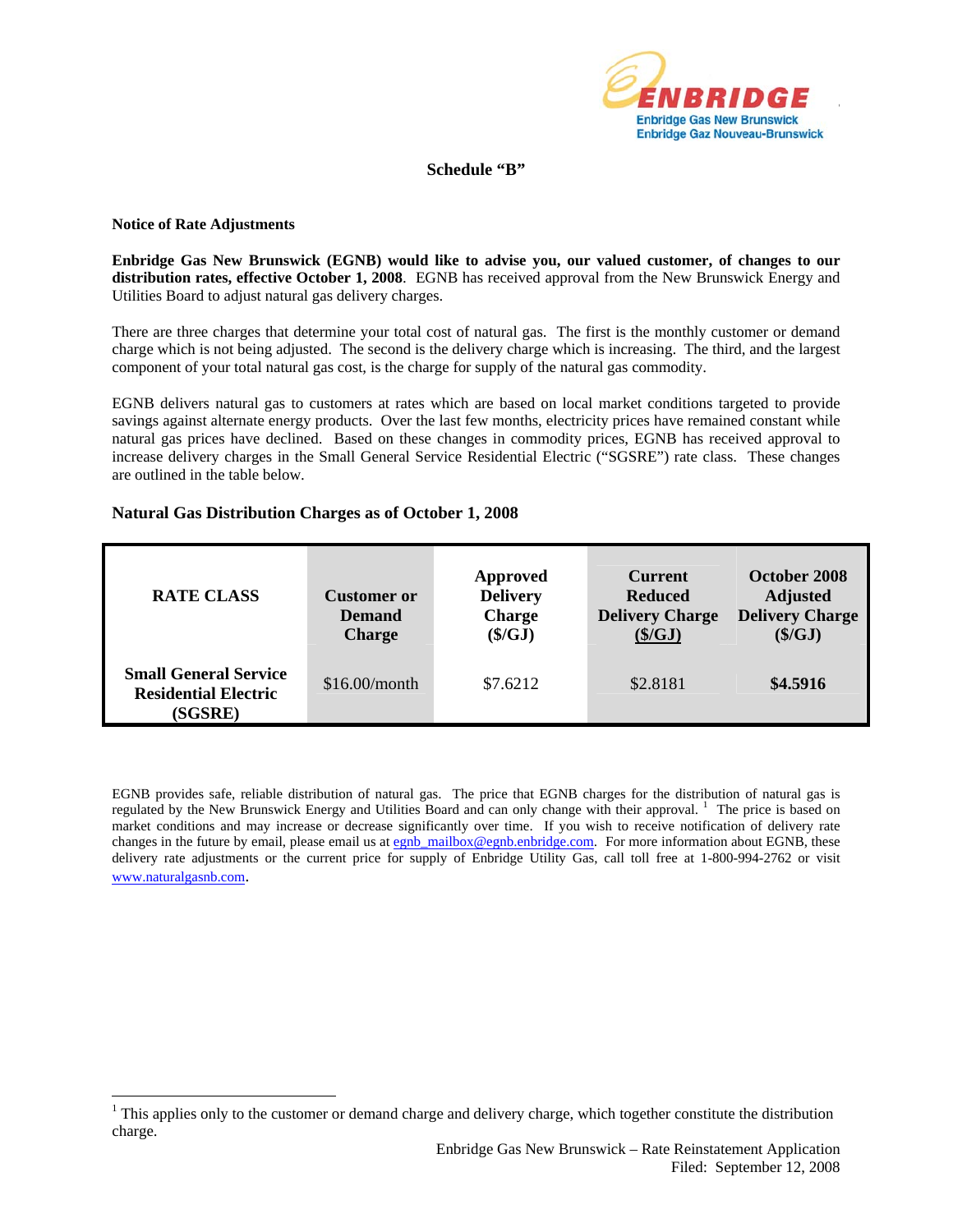## Schedule "B"

**Notice of Rate Adjustments**

**Enbridge Gas New Brunswick (EGNB) would like to advise you, our valued customer, of changes to our distribution rates, effective October 1, 2008**. EGNB has received approval from the New Brunswick Energy and Utilities Board to adjust natural gas delivery charges.

There are three charges that determine your total cost of natural gas. The first is the monthly customer or demand charge which is not being adjusted. The second is the delivery charge which is increasing. The third, and the largest component of your total natural gas cost, is the charge for supply of the natural gas commodity.

EGNB delivers natural gas to customers at rates which are based on local market conditions targeted to provide savings against alternate energy products. Over the last few months, electricity prices have remained constant while natural gas prices have declined. Based on these changes in commodity prices, EGNB has received approval to increase delivery charges in the Small General Service Residential Electric ("SGSRE") rate class. These changes are outlined in the table below.

**Natural Gas Distribution Charges as of October 1, 2008**

| RATE CLASS | Customer or Demand Charge | Approved Delivery Charge ($/GJ) | Current Reduced Delivery Charge ($/GJ) | October 2008 Adjusted Delivery Charge ($/GJ) |
|---|---|---|---|---|
| **Small General Service Residential Electric (SGSRE)** | $16.00/month | $7.6212 | $2.8181 | **$4.5916** |

EGNB provides safe, reliable distribution of natural gas. The price that EGNB charges for the distribution of natural gas is regulated by the New Brunswick Energy and Utilities Board and can only change with their approval. [1] The price is based on market conditions and may increase or decrease significantly over time. If you wish to receive notification of delivery rate changes in the future by email, please email us at egnb_mailbox@egnb.enbridge.com. For more information about EGNB, these delivery rate adjustments or the current price for supply of Enbridge Utility Gas, call toll free at 1-800-994-2762 or visit www.naturalgasnb.com.

[1] This applies only to the customer or demand charge and delivery charge, which together constitute the distribution charge.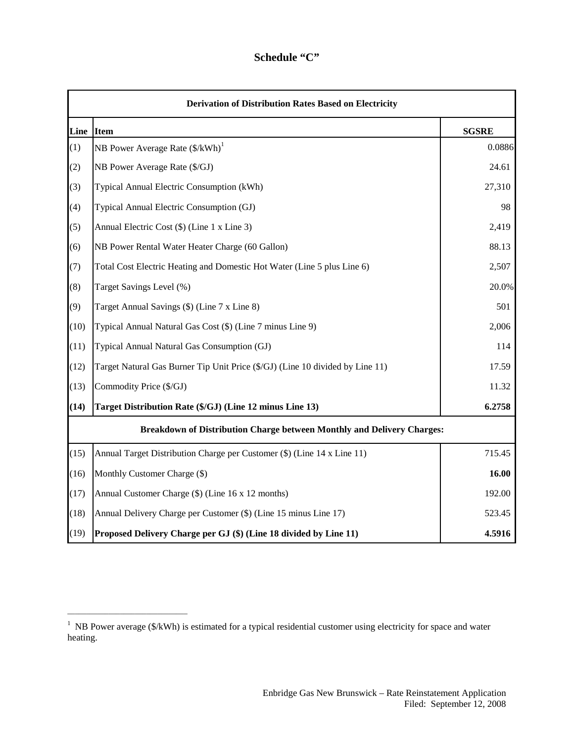# Schedule "C"

| Derivation of Distribution Rates Based on Electricity | | |
|---|---|---|
| **Line** | **Item** | **SGSRE** |
| (1) | NB Power Average Rate ($/kWh)[1] | 0.0886 |
| (2) | NB Power Average Rate ($/GJ) | 24.61 |
| (3) | Typical Annual Electric Consumption (kWh) | 27,310 |
| (4) | Typical Annual Electric Consumption (GJ) | 98 |
| (5) | Annual Electric Cost ($) (Line 1 x Line 3) | 2,419 |
| (6) | NB Power Rental Water Heater Charge (60 Gallon) | 88.13 |
| (7) | Total Cost Electric Heating and Domestic Hot Water (Line 5 plus Line 6) | 2,507 |
| (8) | Target Savings Level (%) | 20.0% |
| (9) | Target Annual Savings ($) (Line 7 x Line 8) | 501 |
| (10) | Typical Annual Natural Gas Cost ($) (Line 7 minus Line 9) | 2,006 |
| (11) | Typical Annual Natural Gas Consumption (GJ) | 114 |
| (12) | Target Natural Gas Burner Tip Unit Price ($/GJ) (Line 10 divided by Line 11) | 17.59 |
| (13) | Commodity Price ($/GJ) | 11.32 |
| **(14)** | **Target Distribution Rate ($/GJ) (Line 12 minus Line 13)** | **6.2758** |
| **Breakdown of Distribution Charge between Monthly and Delivery Charges:** | | |
| (15) | Annual Target Distribution Charge per Customer ($) (Line 14 x Line 11) | 715.45 |
| (16) | Monthly Customer Charge ($) | **16.00** |
| (17) | Annual Customer Charge ($) (Line 16 x 12 months) | 192.00 |
| (18) | Annual Delivery Charge per Customer ($) (Line 15 minus Line 17) | 523.45 |
| (19) | **Proposed Delivery Charge per GJ ($) (Line 18 divided by Line 11)** | **4.5916** |

[1] NB Power average ($/kWh) is estimated for a typical residential customer using electricity for space and water heating.

Enbridge Gas New Brunswick – Rate Reinstatement Application
Filed: September 12, 2008